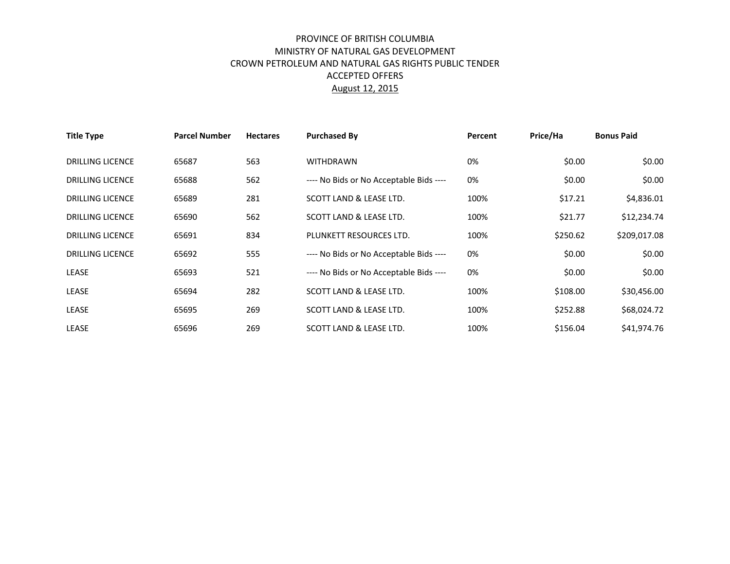PROVINCE OF BRITISH COLUMBIA
MINISTRY OF NATURAL GAS DEVELOPMENT
CROWN PETROLEUM AND NATURAL GAS RIGHTS PUBLIC TENDER
ACCEPTED OFFERS
August 12, 2015

| Title Type | Parcel Number | Hectares | Purchased By | Percent | Price/Ha | Bonus Paid |
|---|---|---|---|---|---|---|
| DRILLING LICENCE | 65687 | 563 | WITHDRAWN | 0% | $0.00 | $0.00 |
| DRILLING LICENCE | 65688 | 562 | ---- No Bids or No Acceptable Bids ---- | 0% | $0.00 | $0.00 |
| DRILLING LICENCE | 65689 | 281 | SCOTT LAND & LEASE LTD. | 100% | $17.21 | $4,836.01 |
| DRILLING LICENCE | 65690 | 562 | SCOTT LAND & LEASE LTD. | 100% | $21.77 | $12,234.74 |
| DRILLING LICENCE | 65691 | 834 | PLUNKETT RESOURCES LTD. | 100% | $250.62 | $209,017.08 |
| DRILLING LICENCE | 65692 | 555 | ---- No Bids or No Acceptable Bids ---- | 0% | $0.00 | $0.00 |
| LEASE | 65693 | 521 | ---- No Bids or No Acceptable Bids ---- | 0% | $0.00 | $0.00 |
| LEASE | 65694 | 282 | SCOTT LAND & LEASE LTD. | 100% | $108.00 | $30,456.00 |
| LEASE | 65695 | 269 | SCOTT LAND & LEASE LTD. | 100% | $252.88 | $68,024.72 |
| LEASE | 65696 | 269 | SCOTT LAND & LEASE LTD. | 100% | $156.04 | $41,974.76 |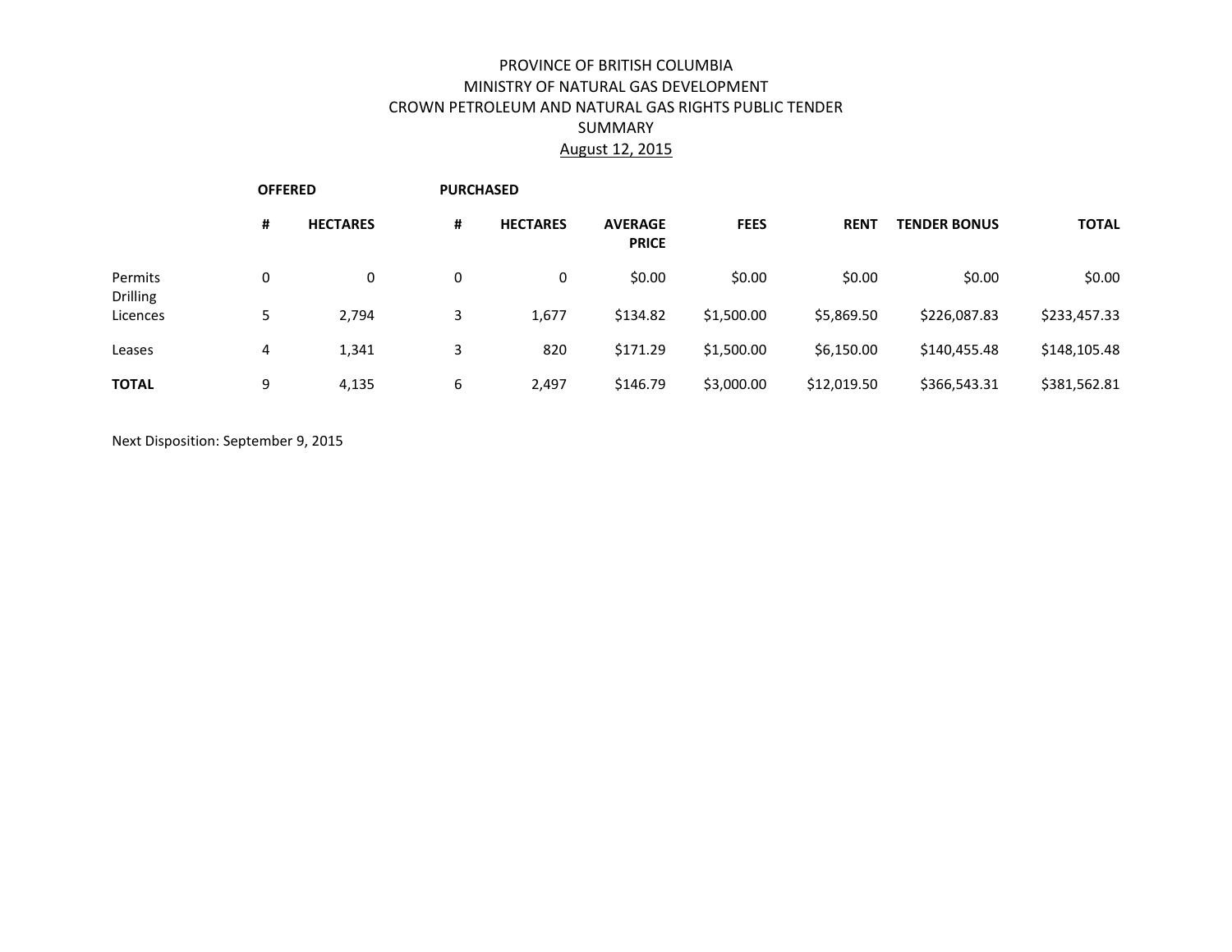PROVINCE OF BRITISH COLUMBIA
MINISTRY OF NATURAL GAS DEVELOPMENT
CROWN PETROLEUM AND NATURAL GAS RIGHTS PUBLIC TENDER
SUMMARY
August 12, 2015

| | OFFERED | | PURCHASED | | | | | | |
|---|---|---|---|---|---|---|---|---|---|
| | **#** | **HECTARES** | **#** | **HECTARES** | **AVERAGE PRICE** | **FEES** | **RENT** | **TENDER BONUS** | **TOTAL** |
| Permits | 0 | 0 | 0 | 0 | $0.00 | $0.00 | $0.00 | $0.00 | $0.00 |
| Drilling Licences | 5 | 2,794 | 3 | 1,677 | $134.82 | $1,500.00 | $5,869.50 | $226,087.83 | $233,457.33 |
| Leases | 4 | 1,341 | 3 | 820 | $171.29 | $1,500.00 | $6,150.00 | $140,455.48 | $148,105.48 |
| **TOTAL** | 9 | 4,135 | 6 | 2,497 | $146.79 | $3,000.00 | $12,019.50 | $366,543.31 | $381,562.81 |

Next Disposition: September 9, 2015